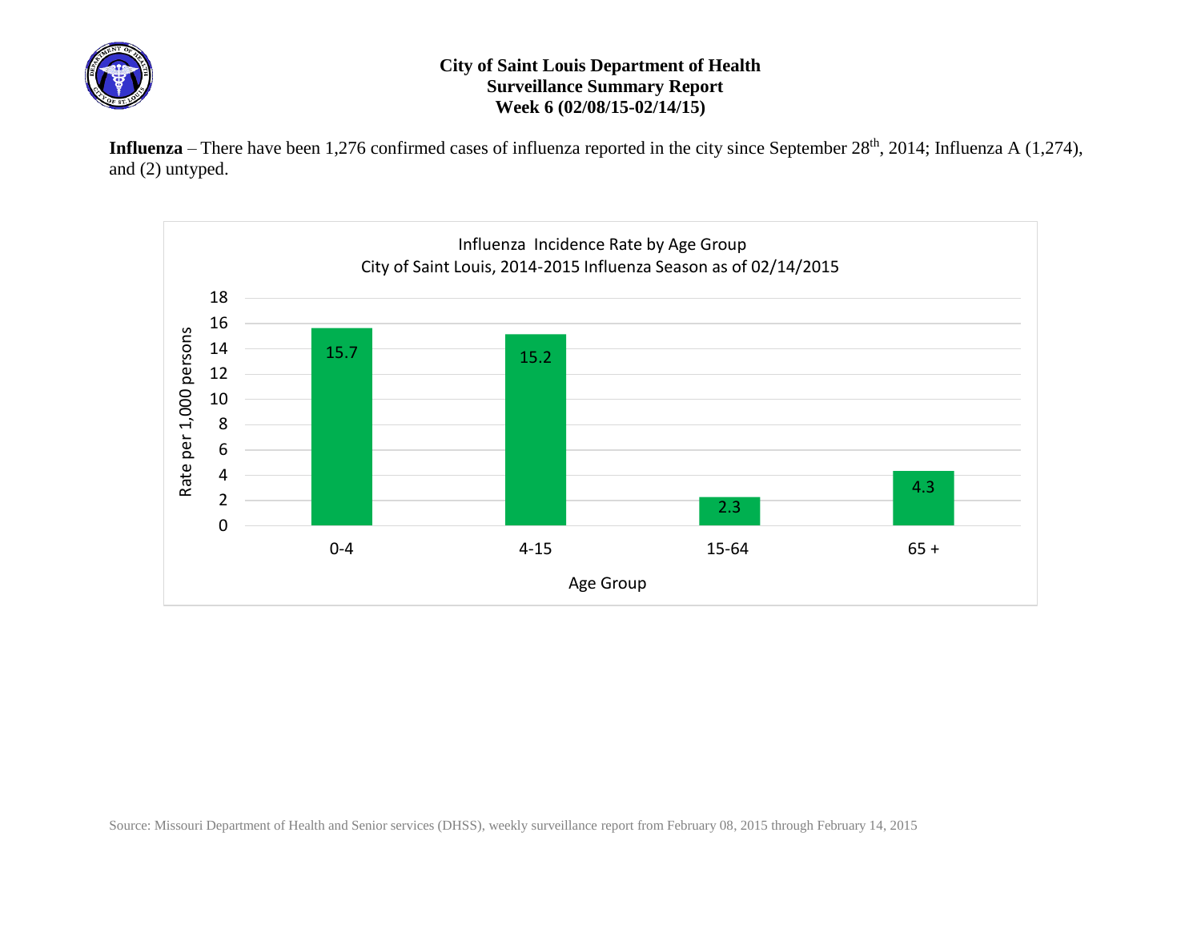# City of Saint Louis Department of Health
## Surveillance Summary Report
### Week 6 (02/08/15-02/14/15)

**Influenza** – There have been 1,276 confirmed cases of influenza reported in the city since September 28th, 2014; Influenza A (1,274), and (2) untyped.

Influenza Incidence Rate by Age Group
City of Saint Louis, 2014-2015 Influenza Season as of 02/14/2015

| Age Group | Rate per 1,000 persons |
|---|---|
| 0-4 | 15.7 |
| 4-15 | 15.2 |
| 15-64 | 2.3 |
| 65 + | 4.3 |

Source: Missouri Department of Health and Senior services (DHSS), weekly surveillance report from February 08, 2015 through February 14, 2015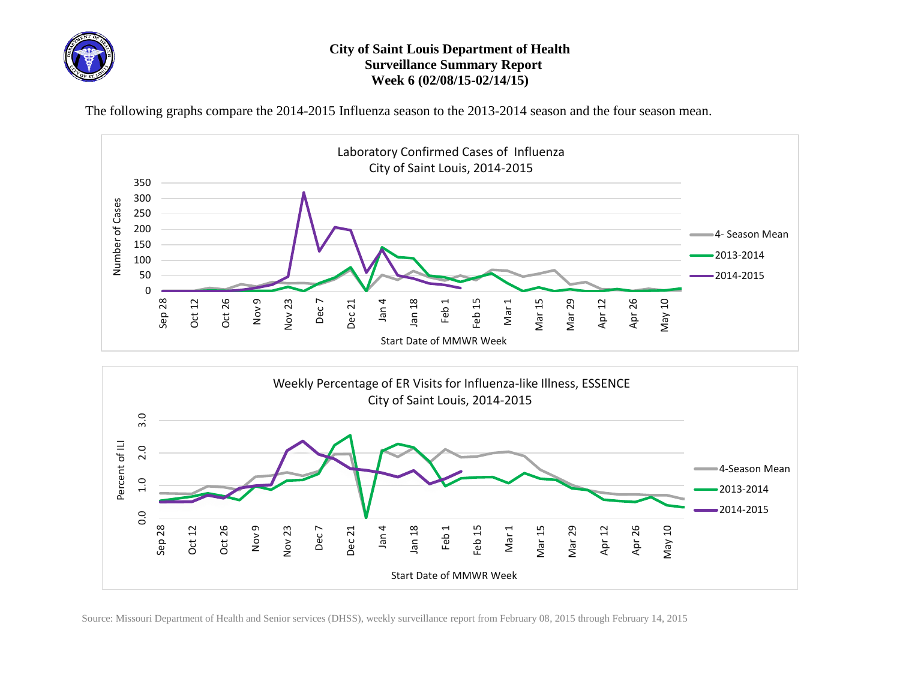**City of Saint Louis Department of Health**
**Surveillance Summary Report**
**Week 6 (02/08/15-02/14/15)**

The following graphs compare the 2014-2015 Influenza season to the 2013-2014 season and the four season mean.

Laboratory Confirmed Cases of Influenza
City of Saint Louis, 2014-2015

Number of Cases

350
300
250
200
150
100
50
0

Sep 28, Oct 12, Oct 26, Nov 9, Nov 23, Dec 7, Dec 21, Jan 4, Jan 18, Feb 1, Feb 15, Mar 1, Mar 15, Mar 29, Apr 12, Apr 26, May 10

Start Date of MMWR Week

4- Season Mean
2013-2014
2014-2015

Weekly Percentage of ER Visits for Influenza-like Illness, ESSENCE
City of Saint Louis, 2014-2015

Percent of ILI

3.0
2.0
1.0
0.0

Sep 28, Oct 12, Oct 26, Nov 9, Nov 23, Dec 7, Dec 21, Jan 4, Jan 18, Feb 1, Feb 15, Mar 1, Mar 15, Mar 29, Apr 12, Apr 26, May 10

Start Date of MMWR Week

4-Season Mean
2013-2014
2014-2015

Source: Missouri Department of Health and Senior services (DHSS), weekly surveillance report from February 08, 2015 through February 14, 2015